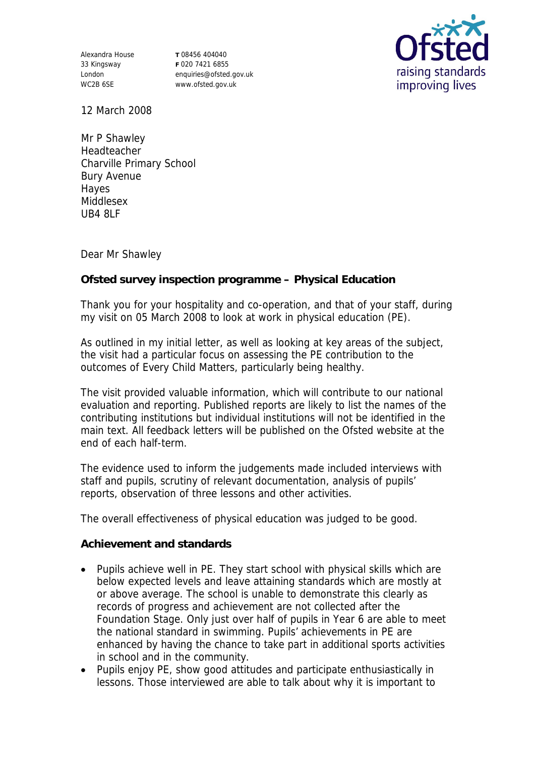Alexandra House
33 Kingsway
London
WC2B 6SE

**T** 08456 404040
**F** 020 7421 6855
enquiries@ofsted.gov.uk
www.ofsted.gov.uk

Ofsted
raising standards
improving lives

12 March 2008

Mr P Shawley
Headteacher
Charville Primary School
Bury Avenue
Hayes
Middlesex
UB4 8LF

Dear Mr Shawley

**Ofsted survey inspection programme – Physical Education**

Thank you for your hospitality and co-operation, and that of your staff, during my visit on 05 March 2008 to look at work in physical education (PE).

As outlined in my initial letter, as well as looking at key areas of the subject, the visit had a particular focus on assessing the PE contribution to the outcomes of Every Child Matters, particularly being healthy.

The visit provided valuable information, which will contribute to our national evaluation and reporting. Published reports are likely to list the names of the contributing institutions but individual institutions will not be identified in the main text. All feedback letters will be published on the Ofsted website at the end of each half-term.

The evidence used to inform the judgements made included interviews with staff and pupils, scrutiny of relevant documentation, analysis of pupils' reports, observation of three lessons and other activities.

The overall effectiveness of physical education was judged to be good.

**Achievement and standards**

- Pupils achieve well in PE. They start school with physical skills which are below expected levels and leave attaining standards which are mostly at or above average. The school is unable to demonstrate this clearly as records of progress and achievement are not collected after the Foundation Stage. Only just over half of pupils in Year 6 are able to meet the national standard in swimming. Pupils' achievements in PE are enhanced by having the chance to take part in additional sports activities in school and in the community.
- Pupils enjoy PE, show good attitudes and participate enthusiastically in lessons. Those interviewed are able to talk about why it is important to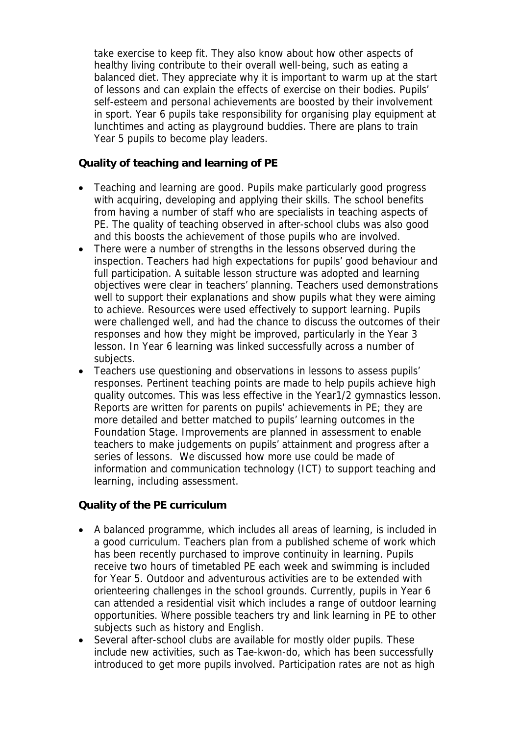take exercise to keep fit. They also know about how other aspects of healthy living contribute to their overall well-being, such as eating a balanced diet. They appreciate why it is important to warm up at the start of lessons and can explain the effects of exercise on their bodies. Pupils' self-esteem and personal achievements are boosted by their involvement in sport. Year 6 pupils take responsibility for organising play equipment at lunchtimes and acting as playground buddies. There are plans to train Year 5 pupils to become play leaders.

**Quality of teaching and learning of PE**

- Teaching and learning are good. Pupils make particularly good progress with acquiring, developing and applying their skills. The school benefits from having a number of staff who are specialists in teaching aspects of PE. The quality of teaching observed in after-school clubs was also good and this boosts the achievement of those pupils who are involved.
- There were a number of strengths in the lessons observed during the inspection. Teachers had high expectations for pupils' good behaviour and full participation. A suitable lesson structure was adopted and learning objectives were clear in teachers' planning. Teachers used demonstrations well to support their explanations and show pupils what they were aiming to achieve. Resources were used effectively to support learning. Pupils were challenged well, and had the chance to discuss the outcomes of their responses and how they might be improved, particularly in the Year 3 lesson. In Year 6 learning was linked successfully across a number of subjects.
- Teachers use questioning and observations in lessons to assess pupils' responses. Pertinent teaching points are made to help pupils achieve high quality outcomes. This was less effective in the Year1/2 gymnastics lesson. Reports are written for parents on pupils' achievements in PE; they are more detailed and better matched to pupils' learning outcomes in the Foundation Stage. Improvements are planned in assessment to enable teachers to make judgements on pupils' attainment and progress after a series of lessons. We discussed how more use could be made of information and communication technology (ICT) to support teaching and learning, including assessment.

**Quality of the PE curriculum**

- A balanced programme, which includes all areas of learning, is included in a good curriculum. Teachers plan from a published scheme of work which has been recently purchased to improve continuity in learning. Pupils receive two hours of timetabled PE each week and swimming is included for Year 5. Outdoor and adventurous activities are to be extended with orienteering challenges in the school grounds. Currently, pupils in Year 6 can attended a residential visit which includes a range of outdoor learning opportunities. Where possible teachers try and link learning in PE to other subjects such as history and English.
- Several after-school clubs are available for mostly older pupils. These include new activities, such as Tae-kwon-do, which has been successfully introduced to get more pupils involved. Participation rates are not as high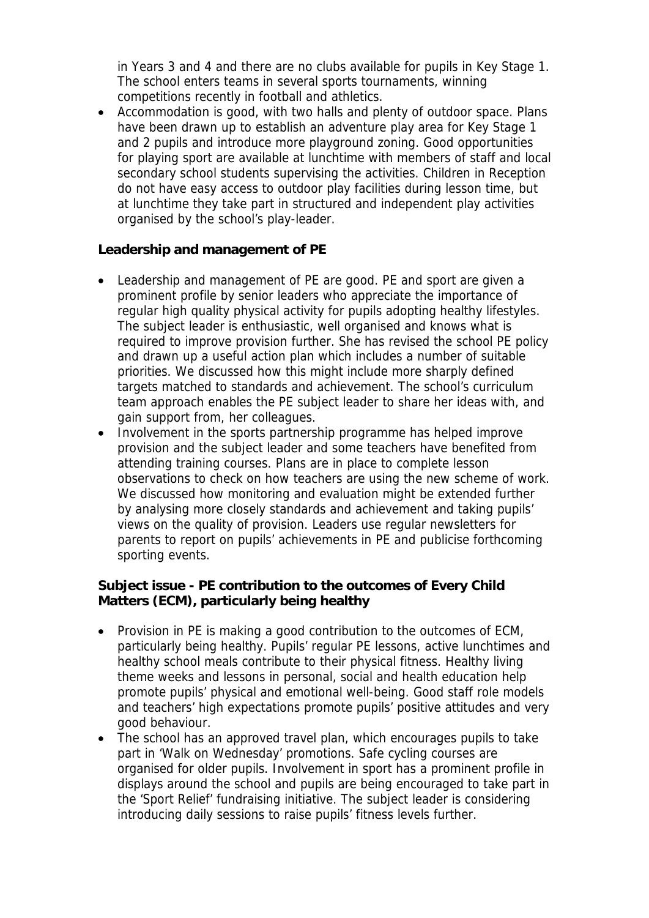in Years 3 and 4 and there are no clubs available for pupils in Key Stage 1. The school enters teams in several sports tournaments, winning competitions recently in football and athletics.

- Accommodation is good, with two halls and plenty of outdoor space. Plans have been drawn up to establish an adventure play area for Key Stage 1 and 2 pupils and introduce more playground zoning. Good opportunities for playing sport are available at lunchtime with members of staff and local secondary school students supervising the activities. Children in Reception do not have easy access to outdoor play facilities during lesson time, but at lunchtime they take part in structured and independent play activities organised by the school's play-leader.

**Leadership and management of PE**

- Leadership and management of PE are good. PE and sport are given a prominent profile by senior leaders who appreciate the importance of regular high quality physical activity for pupils adopting healthy lifestyles. The subject leader is enthusiastic, well organised and knows what is required to improve provision further. She has revised the school PE policy and drawn up a useful action plan which includes a number of suitable priorities. We discussed how this might include more sharply defined targets matched to standards and achievement. The school's curriculum team approach enables the PE subject leader to share her ideas with, and gain support from, her colleagues.
- Involvement in the sports partnership programme has helped improve provision and the subject leader and some teachers have benefited from attending training courses. Plans are in place to complete lesson observations to check on how teachers are using the new scheme of work. We discussed how monitoring and evaluation might be extended further by analysing more closely standards and achievement and taking pupils' views on the quality of provision. Leaders use regular newsletters for parents to report on pupils' achievements in PE and publicise forthcoming sporting events.

**Subject issue - PE contribution to the outcomes of Every Child Matters (ECM), particularly being healthy**

- Provision in PE is making a good contribution to the outcomes of ECM, particularly being healthy. Pupils' regular PE lessons, active lunchtimes and healthy school meals contribute to their physical fitness. Healthy living theme weeks and lessons in personal, social and health education help promote pupils' physical and emotional well-being. Good staff role models and teachers' high expectations promote pupils' positive attitudes and very good behaviour.
- The school has an approved travel plan, which encourages pupils to take part in 'Walk on Wednesday' promotions. Safe cycling courses are organised for older pupils. Involvement in sport has a prominent profile in displays around the school and pupils are being encouraged to take part in the 'Sport Relief' fundraising initiative. The subject leader is considering introducing daily sessions to raise pupils' fitness levels further.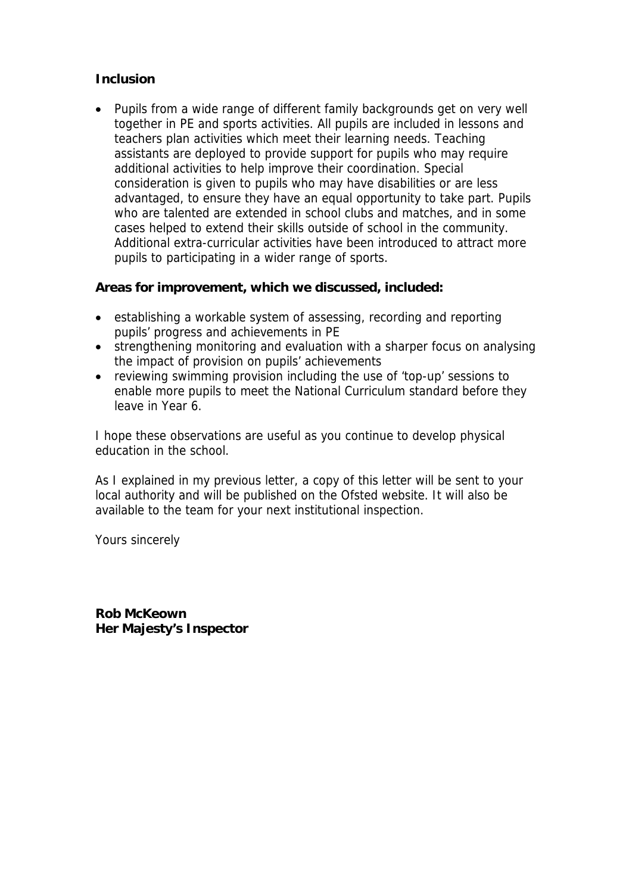**Inclusion**

- Pupils from a wide range of different family backgrounds get on very well together in PE and sports activities. All pupils are included in lessons and teachers plan activities which meet their learning needs. Teaching assistants are deployed to provide support for pupils who may require additional activities to help improve their coordination. Special consideration is given to pupils who may have disabilities or are less advantaged, to ensure they have an equal opportunity to take part. Pupils who are talented are extended in school clubs and matches, and in some cases helped to extend their skills outside of school in the community. Additional extra-curricular activities have been introduced to attract more pupils to participating in a wider range of sports.

**Areas for improvement, which we discussed, included:**

- establishing a workable system of assessing, recording and reporting pupils' progress and achievements in PE
- strengthening monitoring and evaluation with a sharper focus on analysing the impact of provision on pupils' achievements
- reviewing swimming provision including the use of 'top-up' sessions to enable more pupils to meet the National Curriculum standard before they leave in Year 6.

I hope these observations are useful as you continue to develop physical education in the school.

As I explained in my previous letter, a copy of this letter will be sent to your local authority and will be published on the Ofsted website. It will also be available to the team for your next institutional inspection.

Yours sincerely

**Rob McKeown**
**Her Majesty's Inspector**